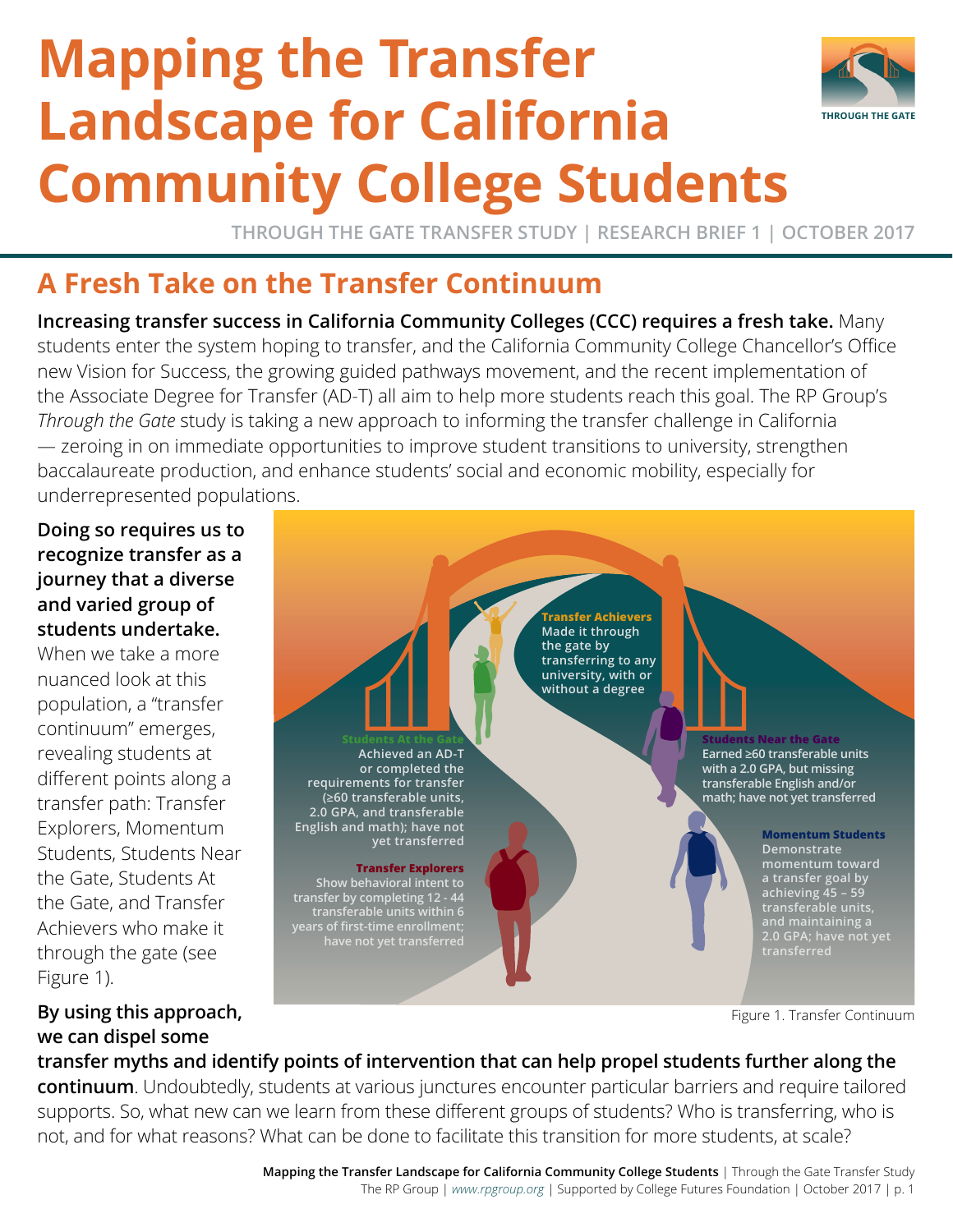# Mapping the Transfer Landscape for California Community College Students

THROUGH THE GATE TRANSFER STUDY | RESEARCH BRIEF 1 | OCTOBER 2017

## A Fresh Take on the Transfer Continuum

**Increasing transfer success in California Community Colleges (CCC) requires a fresh take.** Many students enter the system hoping to transfer, and the California Community College Chancellor's Office new Vision for Success, the growing guided pathways movement, and the recent implementation of the Associate Degree for Transfer (AD-T) all aim to help more students reach this goal. The RP Group's *Through the Gate* study is taking a new approach to informing the transfer challenge in California — zeroing in on immediate opportunities to improve student transitions to university, strengthen baccalaureate production, and enhance students' social and economic mobility, especially for underrepresented populations.

**Doing so requires us to recognize transfer as a journey that a diverse and varied group of students undertake.** When we take a more nuanced look at this population, a "transfer continuum" emerges, revealing students at different points along a transfer path: Transfer Explorers, Momentum Students, Students Near the Gate, Students At the Gate, and Transfer Achievers who make it through the gate (see Figure 1).

**Transfer Achievers**
Made it through the gate by transferring to any university, with or without a degree

**Students At the Gate**
Achieved an AD-T or completed the requirements for transfer (≥60 transferable units, 2.0 GPA, and transferable English and math); have not yet transferred

**Students Near the Gate**
Earned ≥60 transferable units with a 2.0 GPA, but missing transferable English and/or math; have not yet transferred

**Transfer Explorers**
Show behavioral intent to transfer by completing 12 - 44 transferable units within 6 years of first-time enrollment; have not yet transferred

**Momentum Students**
Demonstrate momentum toward a transfer goal by achieving 45 – 59 transferable units, and maintaining a 2.0 GPA; have not yet transferred

Figure 1. Transfer Continuum

**By using this approach, we can dispel some transfer myths and identify points of intervention that can help propel students further along the continuum**. Undoubtedly, students at various junctures encounter particular barriers and require tailored supports. So, what new can we learn from these different groups of students? Who is transferring, who is not, and for what reasons? What can be done to facilitate this transition for more students, at scale?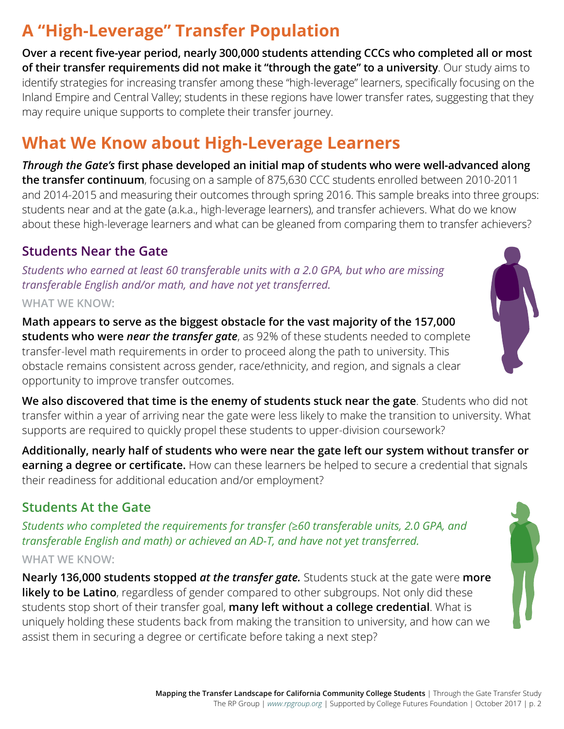# A "High-Leverage" Transfer Population

**Over a recent five-year period, nearly 300,000 students attending CCCs who completed all or most of their transfer requirements did not make it "through the gate" to a university**. Our study aims to identify strategies for increasing transfer among these "high-leverage" learners, specifically focusing on the Inland Empire and Central Valley; students in these regions have lower transfer rates, suggesting that they may require unique supports to complete their transfer journey.

# What We Know about High-Leverage Learners

***Through the Gate's* first phase developed an initial map of students who were well-advanced along the transfer continuum**, focusing on a sample of 875,630 CCC students enrolled between 2010-2011 and 2014-2015 and measuring their outcomes through spring 2016. This sample breaks into three groups: students near and at the gate (a.k.a., high-leverage learners), and transfer achievers. What do we know about these high-leverage learners and what can be gleaned from comparing them to transfer achievers?

## Students Near the Gate

*Students who earned at least 60 transferable units with a 2.0 GPA, but who are missing transferable English and/or math, and have not yet transferred.*

WHAT WE KNOW:

**Math appears to serve as the biggest obstacle for the vast majority of the 157,000 students who were *near the transfer gate***, as 92% of these students needed to complete transfer-level math requirements in order to proceed along the path to university. This obstacle remains consistent across gender, race/ethnicity, and region, and signals a clear opportunity to improve transfer outcomes.

**We also discovered that time is the enemy of students stuck near the gate**. Students who did not transfer within a year of arriving near the gate were less likely to make the transition to university. What supports are required to quickly propel these students to upper-division coursework?

**Additionally, nearly half of students who were near the gate left our system without transfer or earning a degree or certificate.** How can these learners be helped to secure a credential that signals their readiness for additional education and/or employment?

## Students At the Gate

*Students who completed the requirements for transfer (≥60 transferable units, 2.0 GPA, and transferable English and math) or achieved an AD-T, and have not yet transferred.*

WHAT WE KNOW:

**Nearly 136,000 students stopped *at the transfer gate.*** Students stuck at the gate were **more likely to be Latino**, regardless of gender compared to other subgroups. Not only did these students stop short of their transfer goal, **many left without a college credential**. What is uniquely holding these students back from making the transition to university, and how can we assist them in securing a degree or certificate before taking a next step?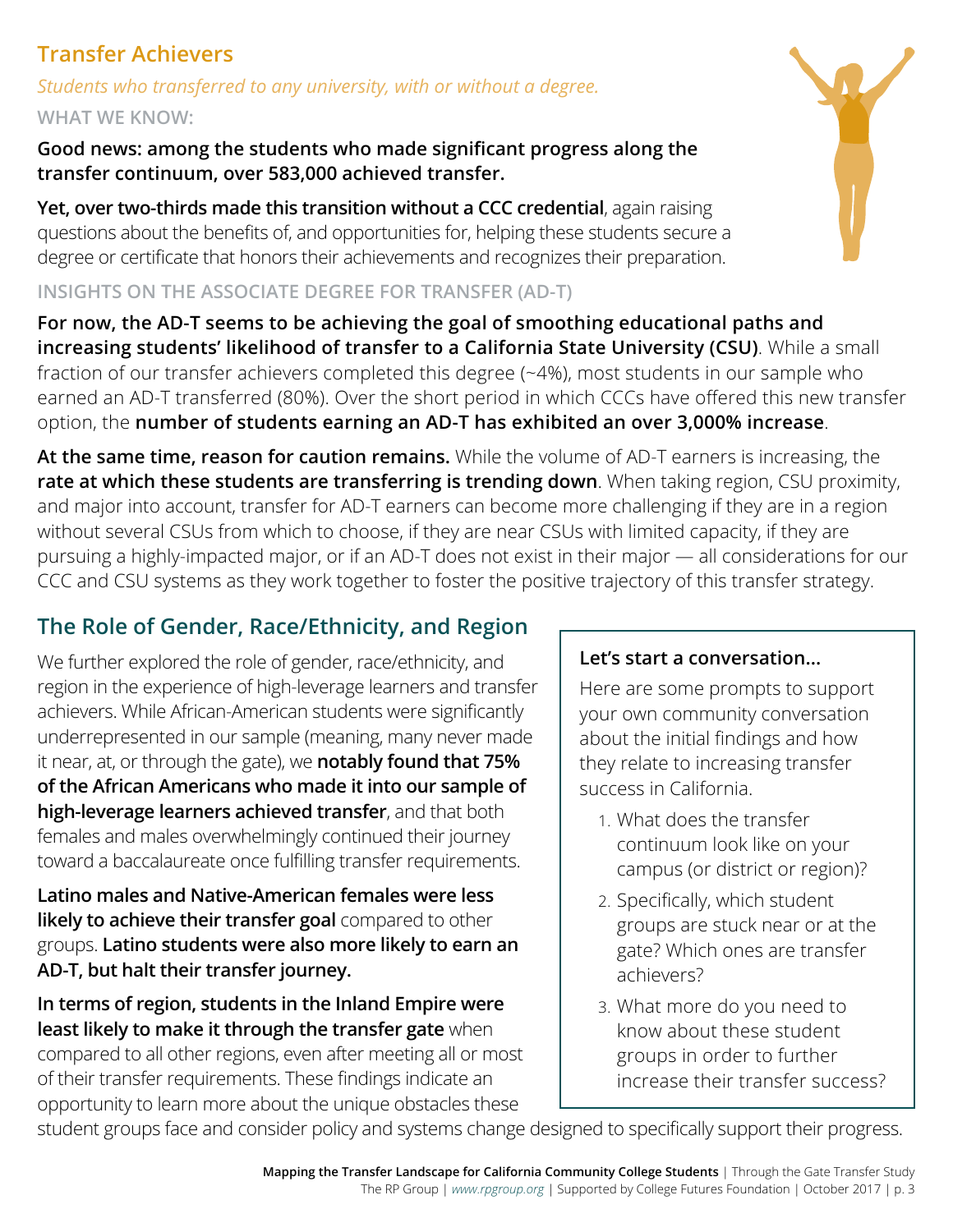## Transfer Achievers

*Students who transferred to any university, with or without a degree.*

### WHAT WE KNOW:

**Good news: among the students who made significant progress along the transfer continuum, over 583,000 achieved transfer.**

**Yet, over two-thirds made this transition without a CCC credential**, again raising questions about the benefits of, and opportunities for, helping these students secure a degree or certificate that honors their achievements and recognizes their preparation.

### INSIGHTS ON THE ASSOCIATE DEGREE FOR TRANSFER (AD-T)

**For now, the AD-T seems to be achieving the goal of smoothing educational paths and increasing students' likelihood of transfer to a California State University (CSU)**. While a small fraction of our transfer achievers completed this degree (~4%), most students in our sample who earned an AD-T transferred (80%). Over the short period in which CCCs have offered this new transfer option, the **number of students earning an AD-T has exhibited an over 3,000% increase**.

**At the same time, reason for caution remains.** While the volume of AD-T earners is increasing, the **rate at which these students are transferring is trending down**. When taking region, CSU proximity, and major into account, transfer for AD-T earners can become more challenging if they are in a region without several CSUs from which to choose, if they are near CSUs with limited capacity, if they are pursuing a highly-impacted major, or if an AD-T does not exist in their major — all considerations for our CCC and CSU systems as they work together to foster the positive trajectory of this transfer strategy.

## The Role of Gender, Race/Ethnicity, and Region

We further explored the role of gender, race/ethnicity, and region in the experience of high-leverage learners and transfer achievers. While African-American students were significantly underrepresented in our sample (meaning, many never made it near, at, or through the gate), we **notably found that 75% of the African Americans who made it into our sample of high-leverage learners achieved transfer**, and that both females and males overwhelmingly continued their journey toward a baccalaureate once fulfilling transfer requirements.

**Latino males and Native-American females were less likely to achieve their transfer goal** compared to other groups. **Latino students were also more likely to earn an AD-T, but halt their transfer journey.**

**In terms of region, students in the Inland Empire were least likely to make it through the transfer gate** when compared to all other regions, even after meeting all or most of their transfer requirements. These findings indicate an opportunity to learn more about the unique obstacles these student groups face and consider policy and systems change designed to specifically support their progress.

**Let's start a conversation...**

Here are some prompts to support your own community conversation about the initial findings and how they relate to increasing transfer success in California.

1. What does the transfer continuum look like on your campus (or district or region)?
2. Specifically, which student groups are stuck near or at the gate? Which ones are transfer achievers?
3. What more do you need to know about these student groups in order to further increase their transfer success?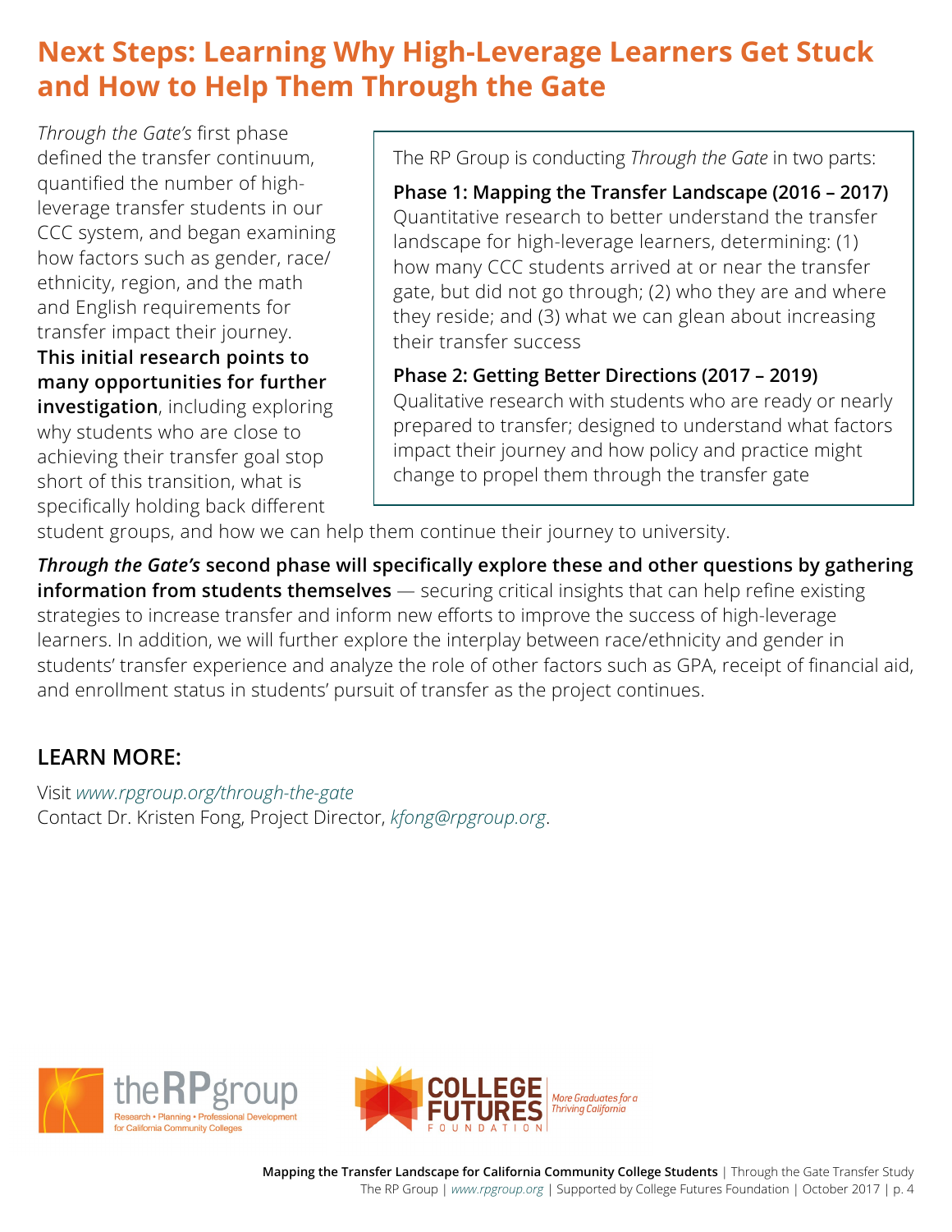# Next Steps: Learning Why High-Leverage Learners Get Stuck and How to Help Them Through the Gate

The RP Group is conducting *Through the Gate* in two parts:

**Phase 1: Mapping the Transfer Landscape (2016 – 2017)**
Quantitative research to better understand the transfer landscape for high-leverage learners, determining: (1) how many CCC students arrived at or near the transfer gate, but did not go through; (2) who they are and where they reside; and (3) what we can glean about increasing their transfer success

**Phase 2: Getting Better Directions (2017 – 2019)**
Qualitative research with students who are ready or nearly prepared to transfer; designed to understand what factors impact their journey and how policy and practice might change to propel them through the transfer gate

*Through the Gate's* first phase defined the transfer continuum, quantified the number of high-leverage transfer students in our CCC system, and began examining how factors such as gender, race/ethnicity, region, and the math and English requirements for transfer impact their journey. **This initial research points to many opportunities for further investigation**, including exploring why students who are close to achieving their transfer goal stop short of this transition, what is specifically holding back different student groups, and how we can help them continue their journey to university.

***Through the Gate's* second phase will specifically explore these and other questions by gathering information from students themselves** — securing critical insights that can help refine existing strategies to increase transfer and inform new efforts to improve the success of high-leverage learners. In addition, we will further explore the interplay between race/ethnicity and gender in students' transfer experience and analyze the role of other factors such as GPA, receipt of financial aid, and enrollment status in students' pursuit of transfer as the project continues.

## LEARN MORE:

Visit *www.rpgroup.org/through-the-gate*
Contact Dr. Kristen Fong, Project Director, *kfong@rpgroup.org*.

theRPgroup
Research • Planning • Professional Development for California Community Colleges

COLLEGE FUTURES FOUNDATION
More Graduates for a Thriving California